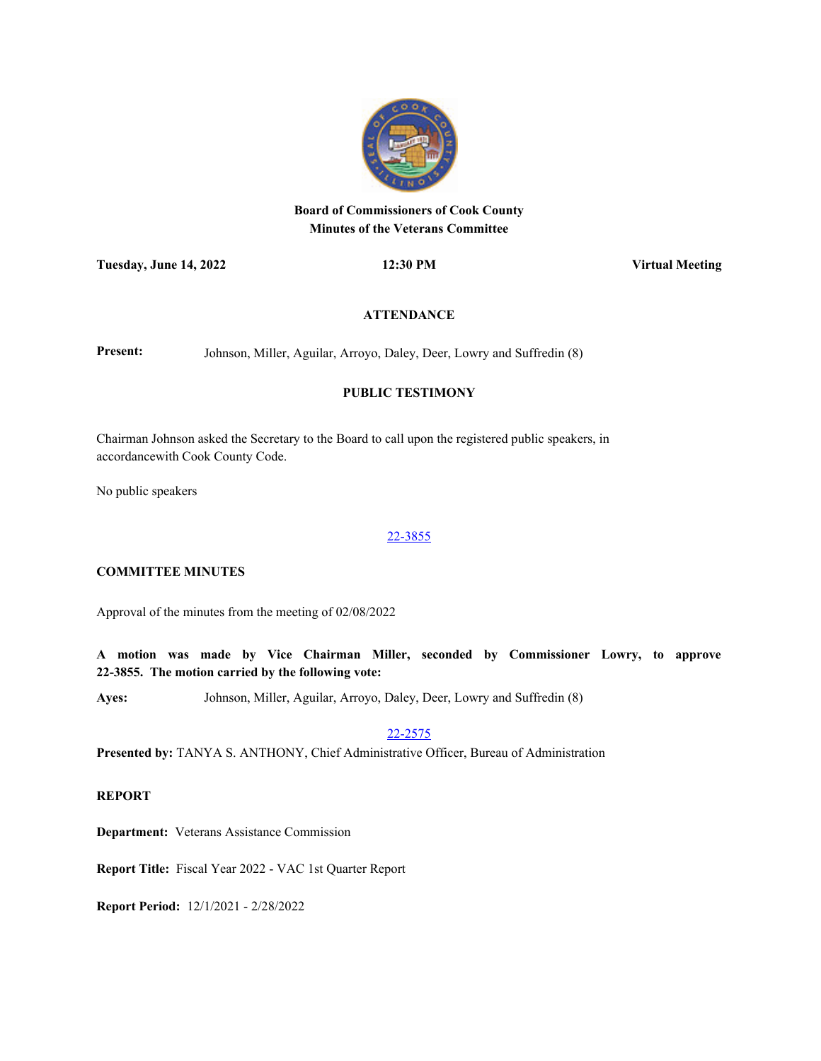# Board of Commissioners of Cook County
## Minutes of the Veterans Committee

**Tuesday, June 14, 2022** **12:30 PM** **Virtual Meeting**

### ATTENDANCE

**Present:** Johnson, Miller, Aguilar, Arroyo, Daley, Deer, Lowry and Suffredin (8)

### PUBLIC TESTIMONY

Chairman Johnson asked the Secretary to the Board to call upon the registered public speakers, in accordancewith Cook County Code.

No public speakers

22-3855

**COMMITTEE MINUTES**

Approval of the minutes from the meeting of 02/08/2022

**A motion was made by Vice Chairman Miller, seconded by Commissioner Lowry, to approve 22-3855. The motion carried by the following vote:**

**Ayes:** Johnson, Miller, Aguilar, Arroyo, Daley, Deer, Lowry and Suffredin (8)

22-2575

**Presented by:** TANYA S. ANTHONY, Chief Administrative Officer, Bureau of Administration

**REPORT**

**Department:** Veterans Assistance Commission

**Report Title:** Fiscal Year 2022 - VAC 1st Quarter Report

**Report Period:** 12/1/2021 - 2/28/2022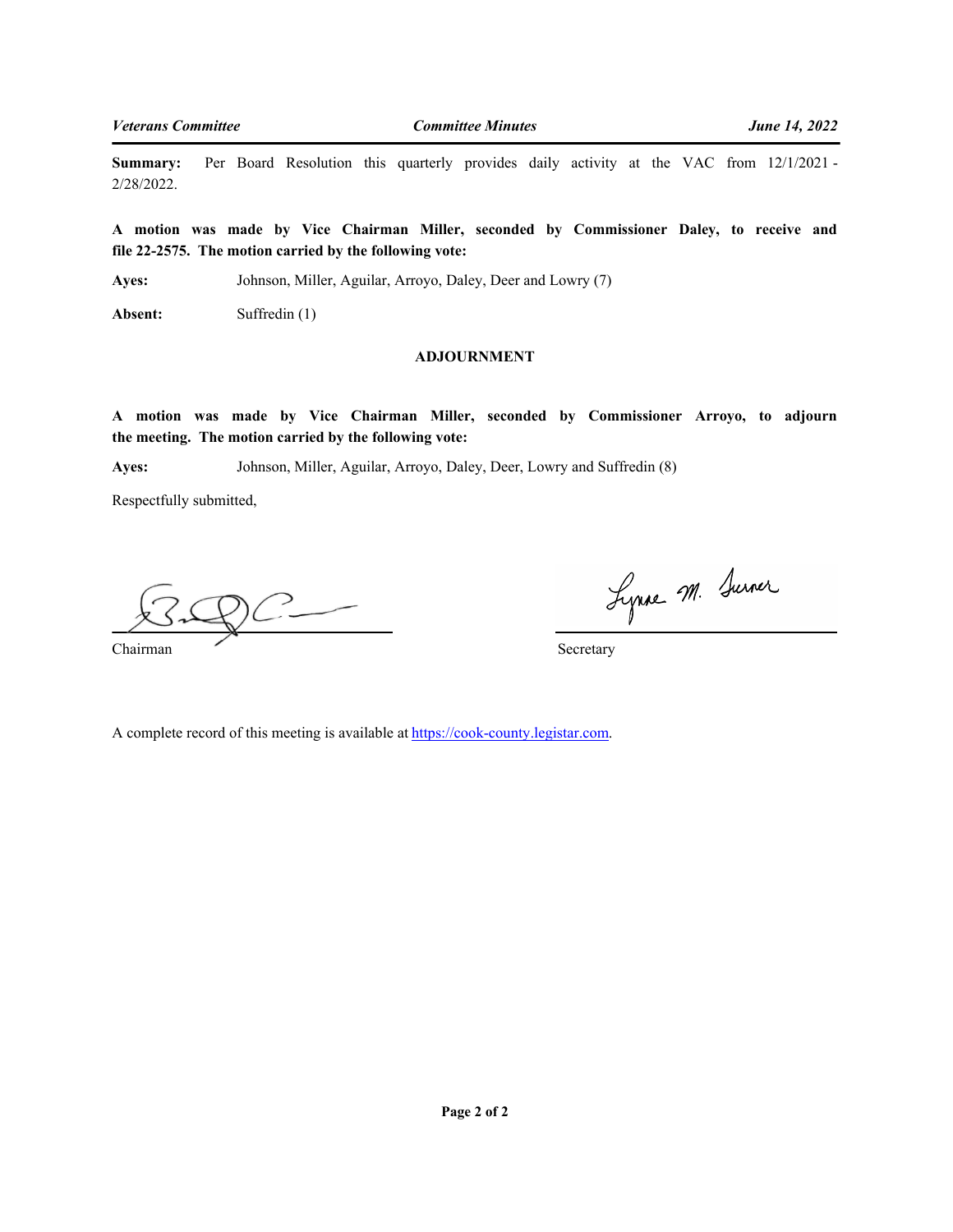**Summary:** Per Board Resolution this quarterly provides daily activity at the VAC from 12/1/2021 - 2/28/2022.

**A motion was made by Vice Chairman Miller, seconded by Commissioner Daley, to receive and file 22-2575. The motion carried by the following vote:**

**Ayes:** Johnson, Miller, Aguilar, Arroyo, Daley, Deer and Lowry (7)

**Absent:** Suffredin (1)

## ADJOURNMENT

**A motion was made by Vice Chairman Miller, seconded by Commissioner Arroyo, to adjourn the meeting. The motion carried by the following vote:**

**Ayes:** Johnson, Miller, Aguilar, Arroyo, Daley, Deer, Lowry and Suffredin (8)

Respectfully submitted,

Chairman

Lynne M. Turner

Secretary

A complete record of this meeting is available at https://cook-county.legistar.com.